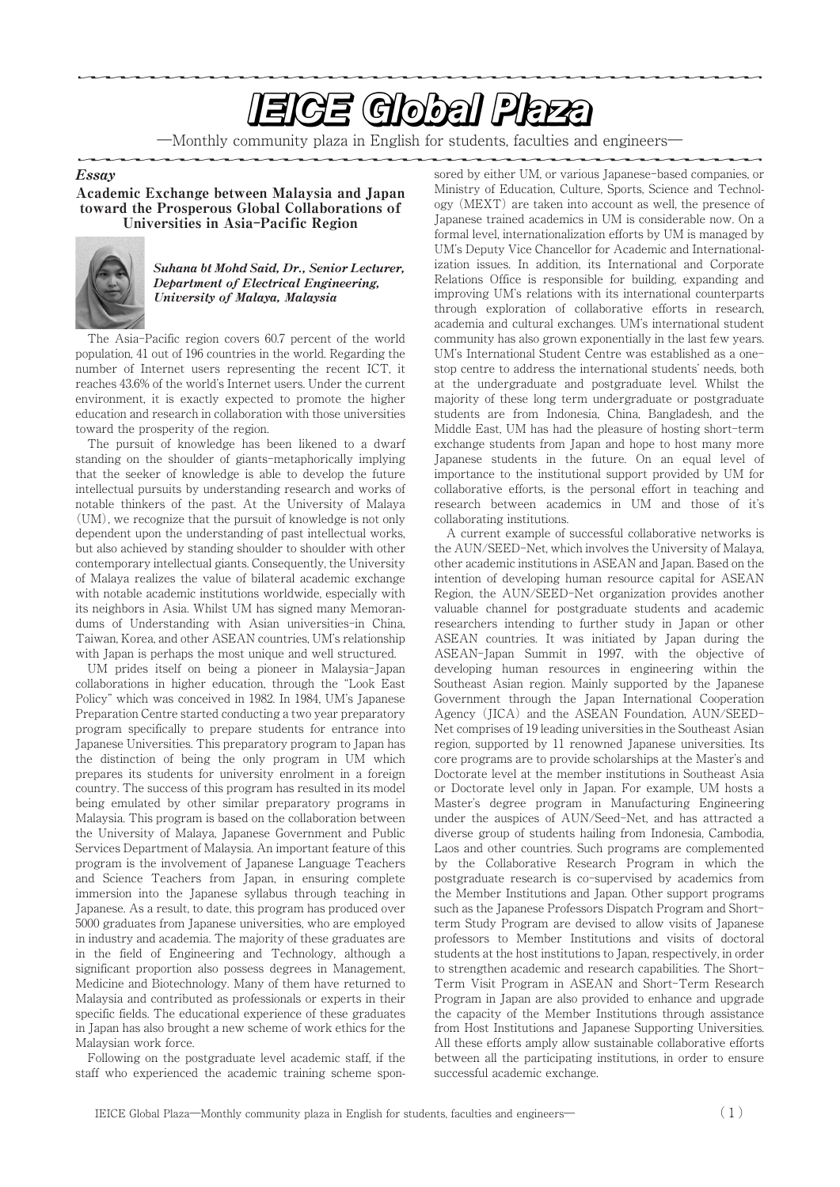# IEICE Global Plaza

—Monthly community plaza in English for students, faculties and engineers—

***Essay***

## Academic Exchange between Malaysia and Japan toward the Prosperous Global Collaborations of Universities in Asia-Pacific Region

***Suhana bt Mohd Said, Dr., Senior Lecturer, Department of Electrical Engineering, University of Malaya, Malaysia***

The Asia-Pacific region covers 60.7 percent of the world population, 41 out of 196 countries in the world. Regarding the number of Internet users representing the recent ICT, it reaches 43.6% of the world's Internet users. Under the current environment, it is exactly expected to promote the higher education and research in collaboration with those universities toward the prosperity of the region.

The pursuit of knowledge has been likened to a dwarf standing on the shoulder of giants-metaphorically implying that the seeker of knowledge is able to develop the future intellectual pursuits by understanding research and works of notable thinkers of the past. At the University of Malaya (UM), we recognize that the pursuit of knowledge is not only dependent upon the understanding of past intellectual works, but also achieved by standing shoulder to shoulder with other contemporary intellectual giants. Consequently, the University of Malaya realizes the value of bilateral academic exchange with notable academic institutions worldwide, especially with its neighbors in Asia. Whilst UM has signed many Memorandums of Understanding with Asian universities-in China, Taiwan, Korea, and other ASEAN countries, UM's relationship with Japan is perhaps the most unique and well structured.

UM prides itself on being a pioneer in Malaysia-Japan collaborations in higher education, through the "Look East Policy" which was conceived in 1982. In 1984, UM's Japanese Preparation Centre started conducting a two year preparatory program specifically to prepare students for entrance into Japanese Universities. This preparatory program to Japan has the distinction of being the only program in UM which prepares its students for university enrolment in a foreign country. The success of this program has resulted in its model being emulated by other similar preparatory programs in Malaysia. This program is based on the collaboration between the University of Malaya, Japanese Government and Public Services Department of Malaysia. An important feature of this program is the involvement of Japanese Language Teachers and Science Teachers from Japan, in ensuring complete immersion into the Japanese syllabus through teaching in Japanese. As a result, to date, this program has produced over 5000 graduates from Japanese universities, who are employed in industry and academia. The majority of these graduates are in the field of Engineering and Technology, although a significant proportion also possess degrees in Management, Medicine and Biotechnology. Many of them have returned to Malaysia and contributed as professionals or experts in their specific fields. The educational experience of these graduates in Japan has also brought a new scheme of work ethics for the Malaysian work force.

Following on the postgraduate level academic staff, if the staff who experienced the academic training scheme sponsored by either UM, or various Japanese-based companies, or Ministry of Education, Culture, Sports, Science and Technology (MEXT) are taken into account as well, the presence of Japanese trained academics in UM is considerable now. On a formal level, internationalization efforts by UM is managed by UM's Deputy Vice Chancellor for Academic and Internationalization issues. In addition, its International and Corporate Relations Office is responsible for building, expanding and improving UM's relations with its international counterparts through exploration of collaborative efforts in research, academia and cultural exchanges. UM's international student community has also grown exponentially in the last few years. UM's International Student Centre was established as a one-stop centre to address the international students' needs, both at the undergraduate and postgraduate level. Whilst the majority of these long term undergraduate or postgraduate students are from Indonesia, China, Bangladesh, and the Middle East, UM has had the pleasure of hosting short-term exchange students from Japan and hope to host many more Japanese students in the future. On an equal level of importance to the institutional support provided by UM for collaborative efforts, is the personal effort in teaching and research between academics in UM and those of it's collaborating institutions.

A current example of successful collaborative networks is the AUN/SEED-Net, which involves the University of Malaya, other academic institutions in ASEAN and Japan. Based on the intention of developing human resource capital for ASEAN Region, the AUN/SEED-Net organization provides another valuable channel for postgraduate students and academic researchers intending to further study in Japan or other ASEAN countries. It was initiated by Japan during the ASEAN-Japan Summit in 1997, with the objective of developing human resources in engineering within the Southeast Asian region. Mainly supported by the Japanese Government through the Japan International Cooperation Agency (JICA) and the ASEAN Foundation, AUN/SEED-Net comprises of 19 leading universities in the Southeast Asian region, supported by 11 renowned Japanese universities. Its core programs are to provide scholarships at the Master's and Doctorate level at the member institutions in Southeast Asia or Doctorate level only in Japan. For example, UM hosts a Master's degree program in Manufacturing Engineering under the auspices of AUN/Seed-Net, and has attracted a diverse group of students hailing from Indonesia, Cambodia, Laos and other countries. Such programs are complemented by the Collaborative Research Program in which the postgraduate research is co-supervised by academics from the Member Institutions and Japan. Other support programs such as the Japanese Professors Dispatch Program and Short-term Study Program are devised to allow visits of Japanese professors to Member Institutions and visits of doctoral students at the host institutions to Japan, respectively, in order to strengthen academic and research capabilities. The Short-Term Visit Program in ASEAN and Short-Term Research Program in Japan are also provided to enhance and upgrade the capacity of the Member Institutions through assistance from Host Institutions and Japanese Supporting Universities. All these efforts amply allow sustainable collaborative efforts between all the participating institutions, in order to ensure successful academic exchange.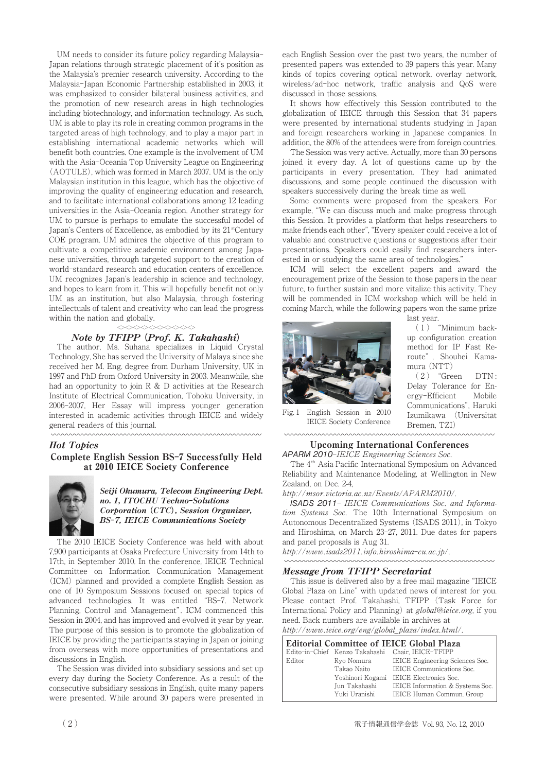UM needs to consider its future policy regarding Malaysia-Japan relations through strategic placement of it's position as the Malaysia's premier research university. According to the Malaysia-Japan Economic Partnership established in 2003, it was emphasized to consider bilateral business activities, and the promotion of new research areas in high technologies including biotechnology, and information technology. As such, UM is able to play its role in creating common programs in the targeted areas of high technology, and to play a major part in establishing international academic networks which will benefit both countries. One example is the involvement of UM with the Asia-Oceania Top University League on Engineering (AOTULE), which was formed in March 2007. UM is the only Malaysian institution in this league, which has the objective of improving the quality of engineering education and research, and to facilitate international collaborations among 12 leading universities in the Asia-Oceania region. Another strategy for UM to pursue is perhaps to emulate the successful model of Japan's Centers of Excellence, as embodied by its 21stCentury COE program. UM admires the objective of this program to cultivate a competitive academic environment among Japanese universities, through targeted support to the creation of world-standard research and education centers of excellence. UM recognizes Japan's leadership in science and technology, and hopes to learn from it. This will hopefully benefit not only UM as an institution, but also Malaysia, through fostering intellectuals of talent and creativity who can lead the progress within the nation and globally.

### *Note by TFIPP (Prof. K. Takahashi)*

The author, Ms. Suhana specializes in Liquid Crystal Technology, She has served the University of Malaya since she received her M. Eng. degree from Durham University, UK in 1997 and PhD from Oxford University in 2003. Meanwhile, she had an opportunity to join R & D activities at the Research Institute of Electrical Communication, Tohoku University, in 2006-2007, Her Essay will impress younger generation interested in academic activities through IEICE and widely general readers of this journal.

## *Hot Topics*

### Complete English Session BS-7 Successfully Held at 2010 IEICE Society Conference

***Seiji Okumura, Telecom Engineering Dept. no. 1, ITOCHU Techno-Solutions Corporation (CTC), Session Organizer, BS-7, IEICE Communications Society***

The 2010 IEICE Society Conference was held with about 7,900 participants at Osaka Prefecture University from 14th to 17th, in September 2010. In the conference, IEICE Technical Committee on Information Communication Management (ICM) planned and provided a complete English Session as one of 10 Symposium Sessions focused on special topics of advanced technologies. It was entitled "BS-7. Network Planning, Control and Management". ICM commenced this Session in 2004, and has improved and evolved it year by year. The purpose of this session is to promote the globalization of IEICE by providing the participants staying in Japan or joining from overseas with more opportunities of presentations and discussions in English.

The Session was divided into subsidiary sessions and set up every day during the Society Conference. As a result of the consecutive subsidiary sessions in English, quite many papers were presented. While around 30 papers were presented in each English Session over the past two years, the number of presented papers was extended to 39 papers this year. Many kinds of topics covering optical network, overlay network, wireless/ad-hoc network, traffic analysis and QoS were discussed in those sessions.

It shows how effectively this Session contributed to the globalization of IEICE through this Session that 34 papers were presented by international students studying in Japan and foreign researchers working in Japanese companies. In addition, the 80% of the attendees were from foreign countries.

The Session was very active. Actually, more than 30 persons joined it every day. A lot of questions came up by the participants in every presentation. They had animated discussions, and some people continued the discussion with speakers successively during the break time as well.

Some comments were proposed from the speakers. For example, "We can discuss much and make progress through this Session. It provides a platform that helps researchers to make friends each other", "Every speaker could receive a lot of valuable and constructive questions or suggestions after their presentations. Speakers could easily find researchers interested in or studying the same area of technologies."

ICM will select the excellent papers and award the encouragement prize of the Session to those papers in the near future, to further sustain and more vitalize this activity. They will be commended in ICM workshop which will be held in coming March, while the following papers won the same prize last year.

Fig. 1 English Session in 2010 IEICE Society Conference

(1) "Minimum backup configuration creation method for IP Fast Reroute", Shouhei Kamamura (NTT)

(2) "Green DTN: Delay Tolerance for Energy-Efficient Mobile Communications", Haruki Izumikawa (Universität Bremen, TZI)

### Upcoming International Conferences

***APARM 2010**-IEICE Engineering Sciences Soc.*

The 4th Asia-Pacific International Symposium on Advanced Reliability and Maintenance Modeling, at Wellington in New Zealand, on Dec. 2-4,

*http://msor.victoria.ac.nz/Events/APARM2010/.*

***ISADS 2011**- IEICE Communications Soc. and Information Systems Soc.* The 10th International Symposium on Autonomous Decentralized Systems (ISADS 2011), in Tokyo and Hiroshima, on March 23-27, 2011. Due dates for papers and panel proposals is Aug 31.

*http://www.isads2011.info.hiroshima-cu.ac.jp/.*

## *Message from TFIPP Secretariat*

This issue is delivered also by a free mail magazine "IEICE Global Plaza on Line" with updated news of interest for you. Please contact Prof. Takahashi, TFIPP (Task Force for International Policy and Planning) at *global@ieice.org*, if you need. Back numbers are available in archives at *http://www.ieice.org/eng/global_plaza/index.html/.*

**Editorial Committee of IEICE Global Plaza**

| | | |
|---|---|---|
| Edito-in-Chief | Kenzo Takahashi | Chair, IEICE-TFIPP |
| Editor | Ryo Nomura | IEICE Engineering Sciences Soc. |
| | Takao Naito | IEICE Communications Soc. |
| | Yoshinori Kogami | IEICE Electronics Soc. |
| | Jun Takahashi | IEICE Information & Systems Soc. |
| | Yuki Uranishi | IEICE Human Commun. Group |